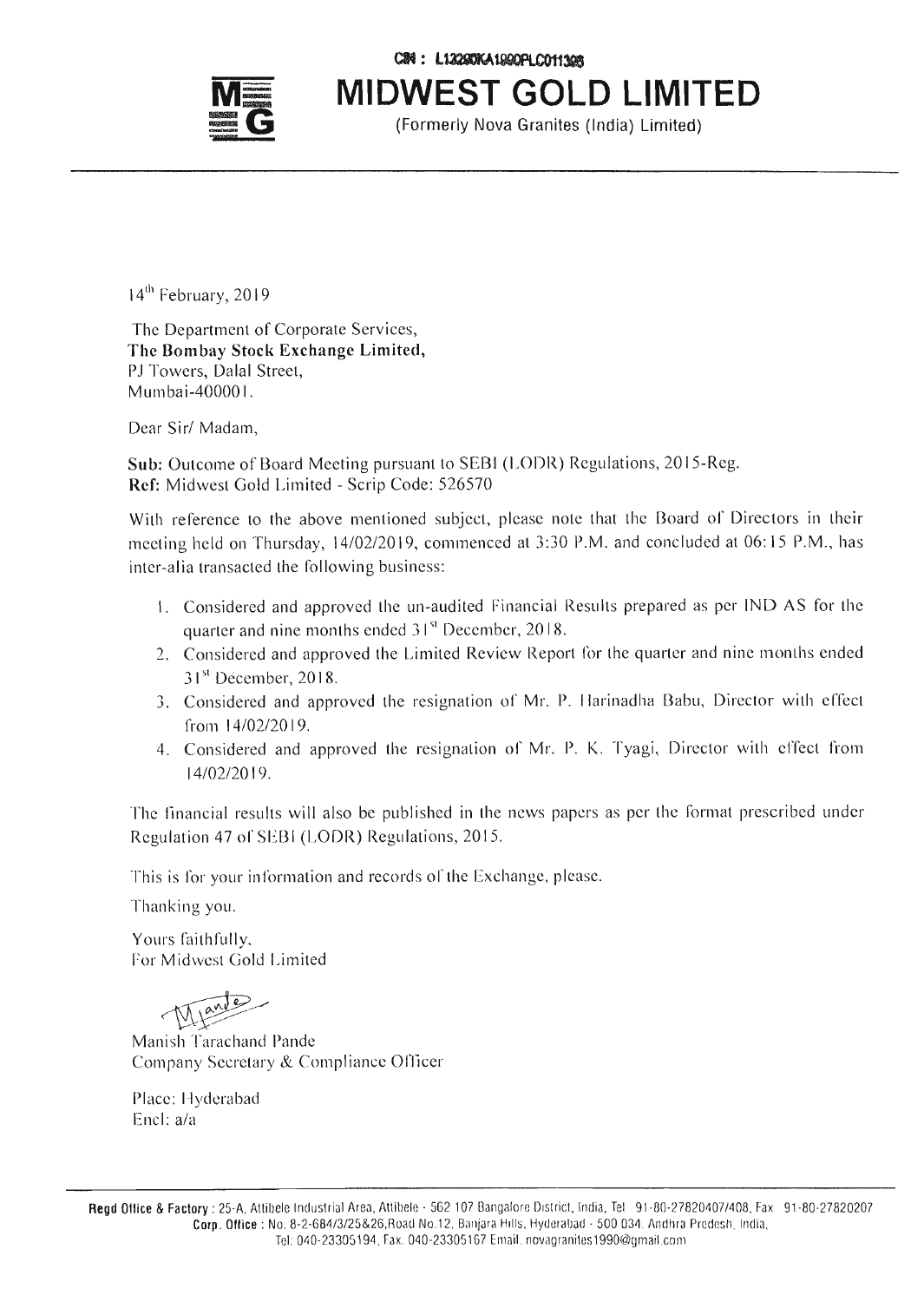CIN : L13200KA1990PLC011396

# MIDWEST GOLD LIMITED

(Formerly Nova Granites (India) Limited)

14th February, 2019

The Department of Corporate Services,
**The Bombay Stock Exchange Limited,**
PJ Towers, Dalal Street,
Mumbai-400001.

Dear Sir/ Madam,

**Sub:** Outcome of Board Meeting pursuant to SEBI (LODR) Regulations, 2015-Reg.
**Ref:** Midwest Gold Limited - Scrip Code: 526570

With reference to the above mentioned subject, please note that the Board of Directors in their meeting held on Thursday, 14/02/2019, commenced at 3:30 P.M. and concluded at 06:15 P.M., has inter-alia transacted the following business:

1. Considered and approved the un-audited Financial Results prepared as per IND AS for the quarter and nine months ended 31st December, 2018.
2. Considered and approved the Limited Review Report for the quarter and nine months ended 31st December, 2018.
3. Considered and approved the resignation of Mr. P. Harinadha Babu, Director with effect from 14/02/2019.
4. Considered and approved the resignation of Mr. P. K. Tyagi, Director with effect from 14/02/2019.

The financial results will also be published in the news papers as per the format prescribed under Regulation 47 of SEBI (LODR) Regulations, 2015.

This is for your information and records of the Exchange, please.

Thanking you.

Yours faithfully,
For Midwest Gold Limited

Manish Tarachand Pande
Company Secretary & Compliance Officer

Place: Hyderabad
Encl: a/a

**Regd Office & Factory** : 25-A, Attibele Industrial Area, Attibele - 562 107 Bangalore District, India, Tel 91-80-27820407/408, Fax 91-80-27820207
**Corp. Office** : No. 8-2-684/3/25&26,Road No.12, Banjara Hills, Hyderabad - 500 034. Andhra Pradesh, India,
Tel: 040-23305194, Fax. 040-23305167 Email: novagranites1990@gmail.com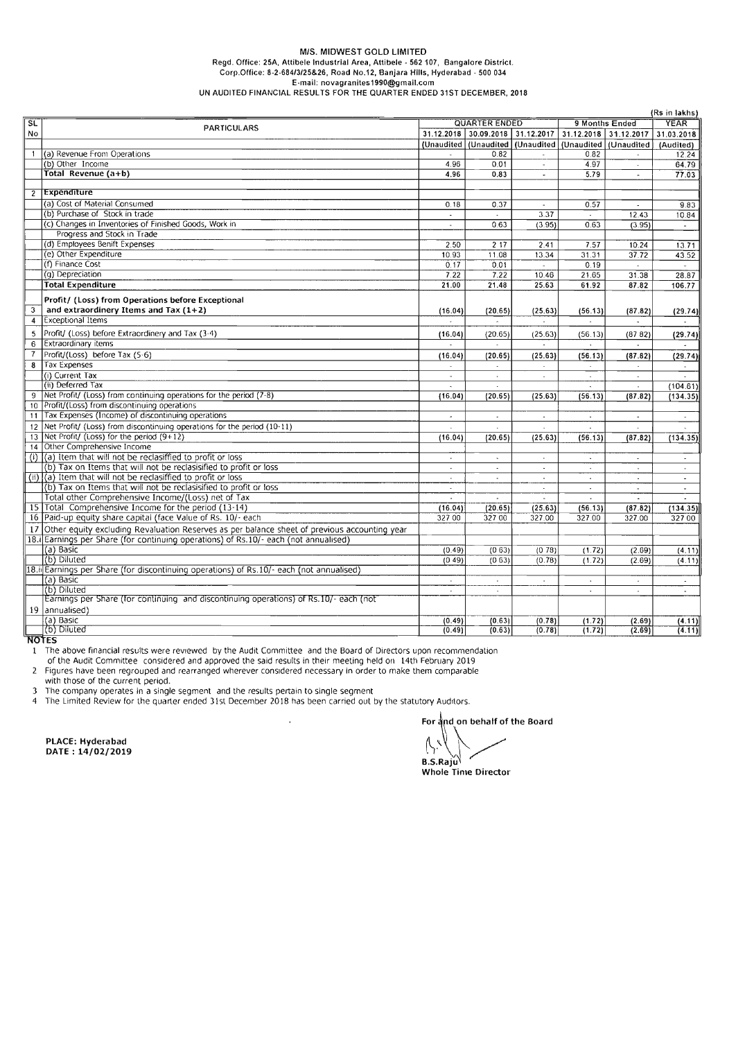**M/S. MIDWEST GOLD LIMITED**

**Regd. Office: 25A, Attibele Industrial Area, Attibele - 562 107, Bangalore District.**

**Corp.Office: 8-2-684/3/25&26, Road No.12, Banjara Hills, Hyderabad - 500 034**

**E-mail: novagranites1990@gmail.com**

**UN AUDITED FINANCIAL RESULTS FOR THE QUARTER ENDED 31ST DECEMBER, 2018**

(Rs in lakhs)

| SL No | PARTICULARS | QUARTER ENDED | | | 9 Months Ended | | YEAR |
|---|---|---|---|---|---|---|---|
| | | 31.12.2018 | 30.09.2018 | 31.12.2017 | 31.12.2018 | 31.12.2017 | 31.03.2018 |
| | | (Unaudited | (Unaudited | (Unaudited | (Unaudited | (Unaudited) | (Audited) |
| 1 | (a) Revenue From Operations | - | 0.82 | - | 0.82 | - | 12.24 |
| | (b) Other Income | 4.96 | 0.01 | - | 4.97 | - | 64.79 |
| | **Total Revenue (a+b)** | 4.96 | 0.83 | - | 5.79 | - | 77.03 |
| 2 | **Expenditure** | | | | | | |
| | (a) Cost of Material Consumed | 0.18 | 0.37 | - | 0.57 | - | 9.83 |
| | (b) Purchase of Stock in trade | - | - | 3.37 | - | 12.43 | 10.84 |
| | (c) Changes in Inventories of Finished Goods, Work in Progress and Stock in Trade | - | 0.63 | (3.95) | 0.63 | (3.95) | - |
| | (d) Employees Benift Expenses | 2.50 | 2.17 | 2.41 | 7.57 | 10.24 | 13.71 |
| | (e) Other Expenditure | 10.93 | 11.08 | 13.34 | 31.31 | 37.72 | 43.52 |
| | (f) Finance Cost | 0.17 | 0.01 | - | 0.19 | - | - |
| | (g) Depreciation | 7.22 | 7.22 | 10.46 | 21.65 | 31.38 | 28.87 |
| | **Total Expenditure** | 21.00 | 21.48 | 25.63 | 61.92 | 87.82 | 106.77 |
| 3 | **Profit/ (Loss) from Operations before Exceptional and extraordinery Items and Tax (1+2)** | (16.04) | (20.65) | (25.63) | (56.13) | (87.82) | (29.74) |
| 4 | Exceptional Items | - | - | - | - | - | - |
| 5 | Profit/ (Loss) before Extraordinery and Tax (3-4) | (16.04) | (20.65) | (25.63) | (56.13) | (87.82) | (29.74) |
| 6 | Extraordinary items | - | - | - | - | - | - |
| 7 | Profit/(Loss) before Tax (5-6) | (16.04) | (20.65) | (25.63) | (56.13) | (87.82) | (29.74) |
| 8 | Tax Expenses | - | - | - | - | - | - |
| | (i) Current Tax | - | - | - | - | - | - |
| | (ii) Deferred Tax | - | - | | - | - | (104.61) |
| 9 | Net Profit/ (Loss) from continuing operations for the period (7-8) | (16.04) | (20.65) | (25.63) | (56.13) | (87.82) | (134.35) |
| 10 | Profit/(Loss) from discontinuing operations | | | | | | |
| 11 | Tax Expenses (Income) of discontinuing operations | - | - | - | - | - | - |
| 12 | Net Profit/ (Loss) from discontinuing operations for the period (10-11) | - | - | - | - | - | - |
| 13 | Net Profit/ (Loss) for the period (9+12) | (16.04) | (20.65) | (25.63) | (56.13) | (87.82) | (134.35) |
| 14 | Other Comprehensive Income | | | | | | |
| (i) | (a) Item that will not be reclasiffied to profit or loss | - | - | - | - | - | - |
| | (b) Tax on Items that will not be reclasisified to profit or loss | - | - | - | - | - | - |
| (ii) | (a) Item that will not be reclasiffied to profit or loss | - | - | - | - | - | - |
| | (b) Tax on Items that will not be reclasisified to profit or loss | - | - | - | - | - | - |
| | Total other Comprehensive Income/(Loss) net of Tax | - | - | - | - | - | - |
| 15 | Total Comprehensive Income for the period (13-14) | (16.04) | (20.65) | (25.63) | (56.13) | (87.82) | (134.35) |
| 16 | Paid-up equity share capital (face Value of Rs. 10/- each | 327.00 | 327.00 | 327.00 | 327.00 | 327.00 | 327.00 |
| 17 | Other equity excluding Revaluation Reserves as per balance sheet of previous accounting year | | | | | | |
| 18.i | Earnings per Share (for continuing operations) of Rs.10/- each (not annualised) | | | | | | |
| | (a) Basic | (0.49) | (0.63) | (0.78) | (1.72) | (2.69) | (4.11) |
| | (b) Diluted | (0.49) | (0.63) | (0.78) | (1.72) | (2.69) | (4.11) |
| 18.ii | Earnings per Share (for discontinuing operations) of Rs.10/- each (not annualised) | | | | | | |
| | (a) Basic | - | - | - | - | - | - |
| | (b) Diluted | - | - | | - | - | - |
| 19 | Earnings per Share (for continuing and discontinuing operations) of Rs.10/- each (not annualised) | | | | | | |
| | (a) Basic | (0.49) | (0.63) | (0.78) | (1.72) | (2.69) | (4.11) |
| | (b) Diluted | (0.49) | (0.63) | (0.78) | (1.72) | (2.69) | (4.11) |

**NOTES**

1. The above financial results were reviewed by the Audit Committee and the Board of Directors upon recommendation of the Audit Committee considered and approved the said results in their meeting held on 14th February 2019
2. Figures have been regrouped and rearranged wherever considered necessary in order to make them comparable with those of the current period.
3. The company operates in a single segment and the results pertain to single segment
4. The Limited Review for the quarter ended 31st December 2018 has been carried out by the statutory Auditors.

For and on behalf of the Board

**PLACE: Hyderabad**
**DATE : 14/02/2019**

**B.S.Raju**
**Whole Time Director**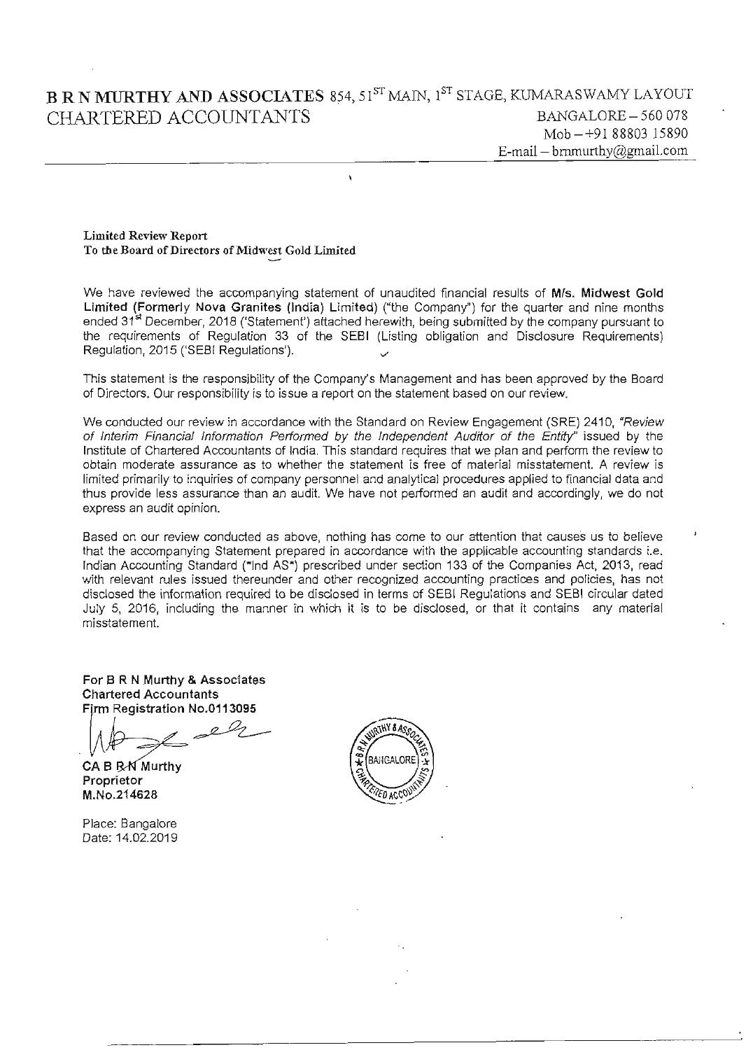**B R N MURTHY AND ASSOCIATES** 854, 51ST MAIN, 1ST STAGE, KUMARASWAMY LAYOUT
CHARTERED ACCOUNTANTS
BANGALORE – 560 078
Mob – +91 88803 15890
E-mail – brnmurthy@gmail.com

**Limited Review Report**
**To the Board of Directors of Midwest Gold Limited**

We have reviewed the accompanying statement of unaudited financial results of **M/s. Midwest Gold Limited (Formerly Nova Granites (India) Limited)** ("the Company") for the quarter and nine months ended 31st December, 2018 ('Statement') attached herewith, being submitted by the company pursuant to the requirements of Regulation 33 of the SEBI (Listing obligation and Disclosure Requirements) Regulation, 2015 ('SEBI Regulations').

This statement is the responsibility of the Company's Management and has been approved by the Board of Directors. Our responsibility is to issue a report on the statement based on our review.

We conducted our review in accordance with the Standard on Review Engagement (SRE) 2410, *"Review of Interim Financial Information Performed by the Independent Auditor of the Entity"* issued by the Institute of Chartered Accountants of India. This standard requires that we plan and perform the review to obtain moderate assurance as to whether the statement is free of material misstatement. A review is limited primarily to inquiries of company personnel and analytical procedures applied to financial data and thus provide less assurance than an audit. We have not performed an audit and accordingly, we do not express an audit opinion.

Based on our review conducted as above, nothing has come to our attention that causes us to believe that the accompanying Statement prepared in accordance with the applicable accounting standards i.e. Indian Accounting Standard ("Ind AS") prescribed under section 133 of the Companies Act, 2013, read with relevant rules issued thereunder and other recognized accounting practices and policies, has not disclosed the information required to be disclosed in terms of SEBI Regulations and SEBI circular dated July 5, 2016, including the manner in which it is to be disclosed, or that it contains any material misstatement.

**For B R N Murthy & Associates**
**Chartered Accountants**
**Firm Registration No.0113095**

**CA B R N Murthy**
**Proprietor**
**M.No.214628**

Place: Bangalore
Date: 14.02.2019